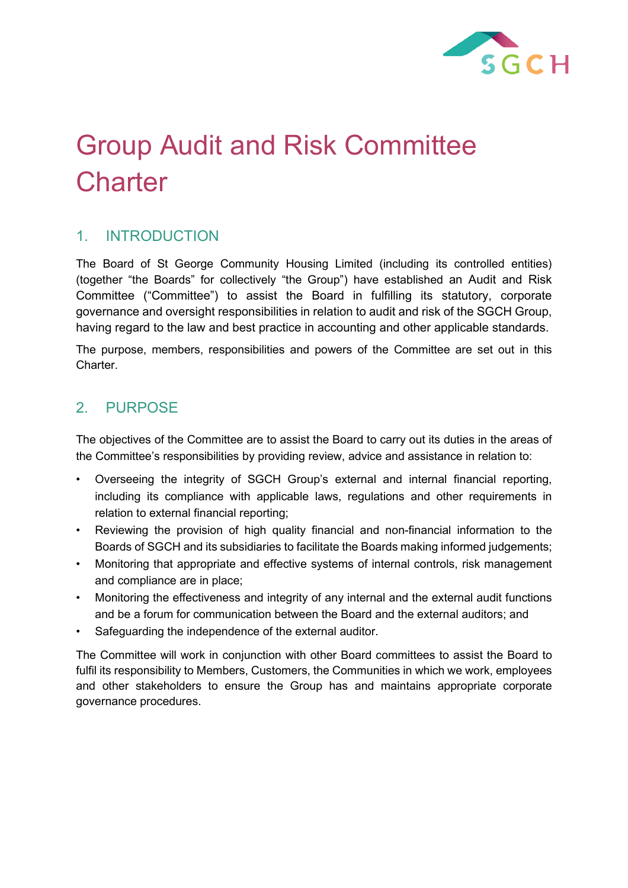# Group Audit and Risk Committee Charter

## 1. INTRODUCTION

The Board of St George Community Housing Limited (including its controlled entities) (together "the Boards" for collectively "the Group") have established an Audit and Risk Committee ("Committee") to assist the Board in fulfilling its statutory, corporate governance and oversight responsibilities in relation to audit and risk of the SGCH Group, having regard to the law and best practice in accounting and other applicable standards.

The purpose, members, responsibilities and powers of the Committee are set out in this Charter.

## 2. PURPOSE

The objectives of the Committee are to assist the Board to carry out its duties in the areas of the Committee's responsibilities by providing review, advice and assistance in relation to:

- Overseeing the integrity of SGCH Group's external and internal financial reporting, including its compliance with applicable laws, regulations and other requirements in relation to external financial reporting;
- Reviewing the provision of high quality financial and non-financial information to the Boards of SGCH and its subsidiaries to facilitate the Boards making informed judgements;
- Monitoring that appropriate and effective systems of internal controls, risk management and compliance are in place;
- Monitoring the effectiveness and integrity of any internal and the external audit functions and be a forum for communication between the Board and the external auditors; and
- Safeguarding the independence of the external auditor.

The Committee will work in conjunction with other Board committees to assist the Board to fulfil its responsibility to Members, Customers, the Communities in which we work, employees and other stakeholders to ensure the Group has and maintains appropriate corporate governance procedures.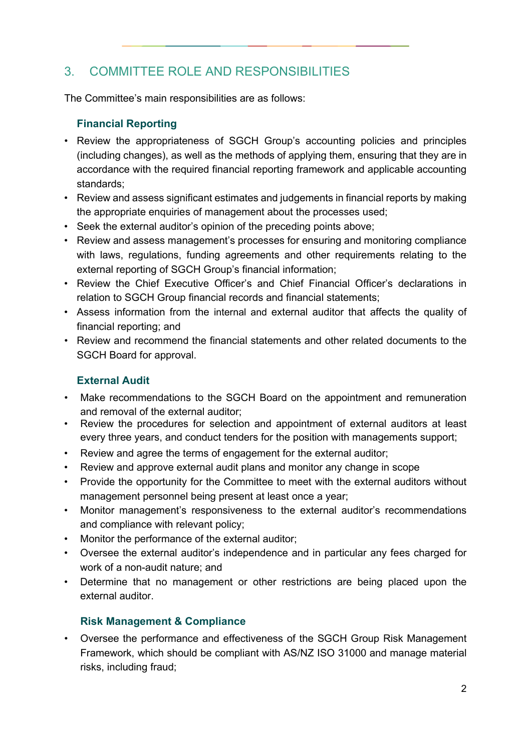## 3. COMMITTEE ROLE AND RESPONSIBILITIES

The Committee's main responsibilities are as follows:

### Financial Reporting

- Review the appropriateness of SGCH Group's accounting policies and principles (including changes), as well as the methods of applying them, ensuring that they are in accordance with the required financial reporting framework and applicable accounting standards;
- Review and assess significant estimates and judgements in financial reports by making the appropriate enquiries of management about the processes used;
- Seek the external auditor's opinion of the preceding points above;
- Review and assess management's processes for ensuring and monitoring compliance with laws, regulations, funding agreements and other requirements relating to the external reporting of SGCH Group's financial information;
- Review the Chief Executive Officer's and Chief Financial Officer's declarations in relation to SGCH Group financial records and financial statements;
- Assess information from the internal and external auditor that affects the quality of financial reporting; and
- Review and recommend the financial statements and other related documents to the SGCH Board for approval.

### External Audit

- Make recommendations to the SGCH Board on the appointment and remuneration and removal of the external auditor;
- Review the procedures for selection and appointment of external auditors at least every three years, and conduct tenders for the position with managements support;
- Review and agree the terms of engagement for the external auditor;
- Review and approve external audit plans and monitor any change in scope
- Provide the opportunity for the Committee to meet with the external auditors without management personnel being present at least once a year;
- Monitor management's responsiveness to the external auditor's recommendations and compliance with relevant policy;
- Monitor the performance of the external auditor;
- Oversee the external auditor's independence and in particular any fees charged for work of a non-audit nature; and
- Determine that no management or other restrictions are being placed upon the external auditor.

### Risk Management & Compliance

- Oversee the performance and effectiveness of the SGCH Group Risk Management Framework, which should be compliant with AS/NZ ISO 31000 and manage material risks, including fraud;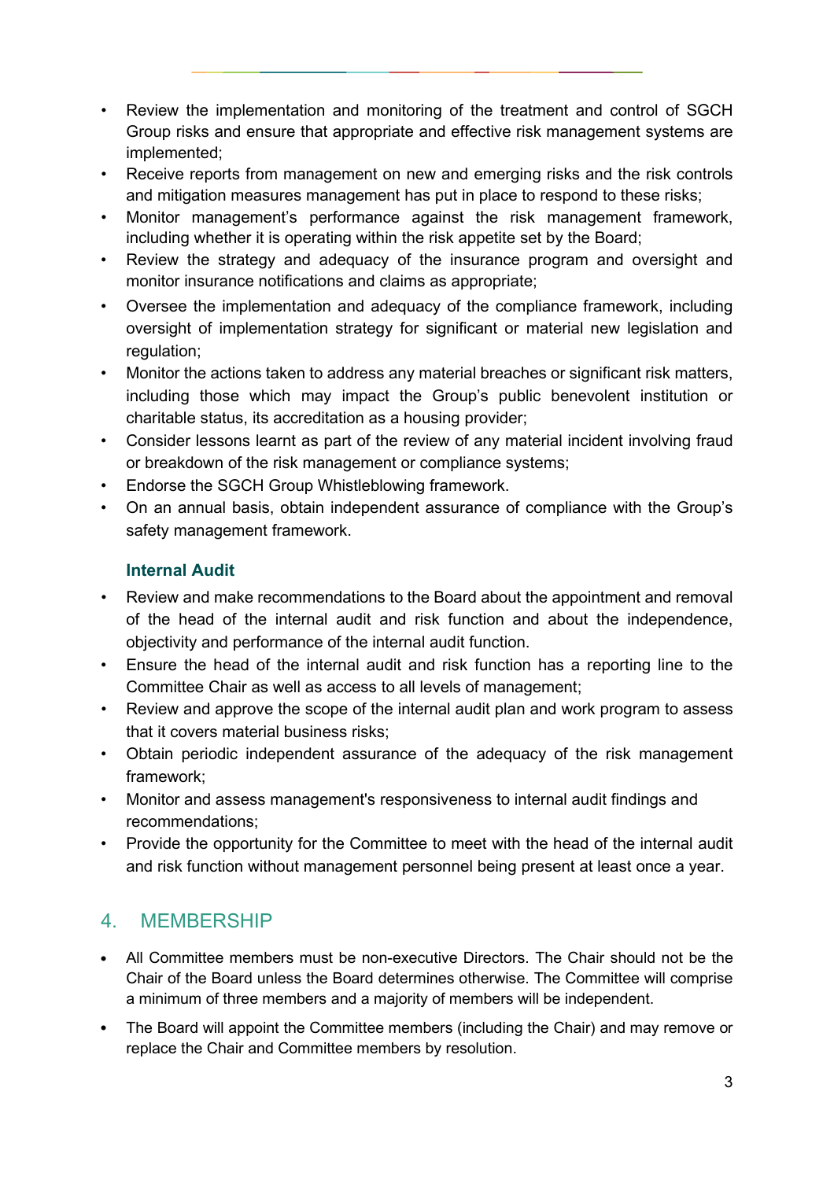- Review the implementation and monitoring of the treatment and control of SGCH Group risks and ensure that appropriate and effective risk management systems are implemented;
- Receive reports from management on new and emerging risks and the risk controls and mitigation measures management has put in place to respond to these risks;
- Monitor management's performance against the risk management framework, including whether it is operating within the risk appetite set by the Board;
- Review the strategy and adequacy of the insurance program and oversight and monitor insurance notifications and claims as appropriate;
- Oversee the implementation and adequacy of the compliance framework, including oversight of implementation strategy for significant or material new legislation and regulation;
- Monitor the actions taken to address any material breaches or significant risk matters, including those which may impact the Group's public benevolent institution or charitable status, its accreditation as a housing provider;
- Consider lessons learnt as part of the review of any material incident involving fraud or breakdown of the risk management or compliance systems;
- Endorse the SGCH Group Whistleblowing framework.
- On an annual basis, obtain independent assurance of compliance with the Group's safety management framework.

### Internal Audit

- Review and make recommendations to the Board about the appointment and removal of the head of the internal audit and risk function and about the independence, objectivity and performance of the internal audit function.
- Ensure the head of the internal audit and risk function has a reporting line to the Committee Chair as well as access to all levels of management;
- Review and approve the scope of the internal audit plan and work program to assess that it covers material business risks;
- Obtain periodic independent assurance of the adequacy of the risk management framework;
- Monitor and assess management's responsiveness to internal audit findings and recommendations;
- Provide the opportunity for the Committee to meet with the head of the internal audit and risk function without management personnel being present at least once a year.

## 4. MEMBERSHIP

- All Committee members must be non-executive Directors. The Chair should not be the Chair of the Board unless the Board determines otherwise. The Committee will comprise a minimum of three members and a majority of members will be independent.
- The Board will appoint the Committee members (including the Chair) and may remove or replace the Chair and Committee members by resolution.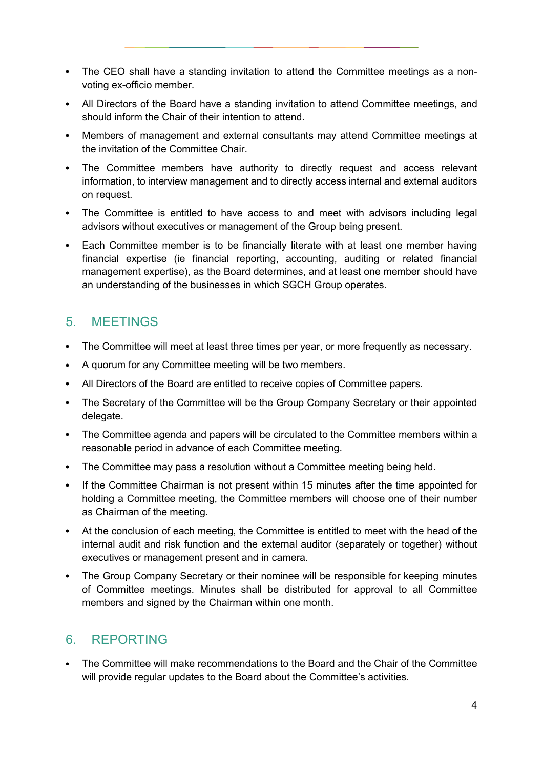- The CEO shall have a standing invitation to attend the Committee meetings as a non-voting ex-officio member.
- All Directors of the Board have a standing invitation to attend Committee meetings, and should inform the Chair of their intention to attend.
- Members of management and external consultants may attend Committee meetings at the invitation of the Committee Chair.
- The Committee members have authority to directly request and access relevant information, to interview management and to directly access internal and external auditors on request.
- The Committee is entitled to have access to and meet with advisors including legal advisors without executives or management of the Group being present.
- Each Committee member is to be financially literate with at least one member having financial expertise (ie financial reporting, accounting, auditing or related financial management expertise), as the Board determines, and at least one member should have an understanding of the businesses in which SGCH Group operates.

## 5. MEETINGS

- The Committee will meet at least three times per year, or more frequently as necessary.
- A quorum for any Committee meeting will be two members.
- All Directors of the Board are entitled to receive copies of Committee papers.
- The Secretary of the Committee will be the Group Company Secretary or their appointed delegate.
- The Committee agenda and papers will be circulated to the Committee members within a reasonable period in advance of each Committee meeting.
- The Committee may pass a resolution without a Committee meeting being held.
- If the Committee Chairman is not present within 15 minutes after the time appointed for holding a Committee meeting, the Committee members will choose one of their number as Chairman of the meeting.
- At the conclusion of each meeting, the Committee is entitled to meet with the head of the internal audit and risk function and the external auditor (separately or together) without executives or management present and in camera.
- The Group Company Secretary or their nominee will be responsible for keeping minutes of Committee meetings. Minutes shall be distributed for approval to all Committee members and signed by the Chairman within one month.

## 6. REPORTING

- The Committee will make recommendations to the Board and the Chair of the Committee will provide regular updates to the Board about the Committee's activities.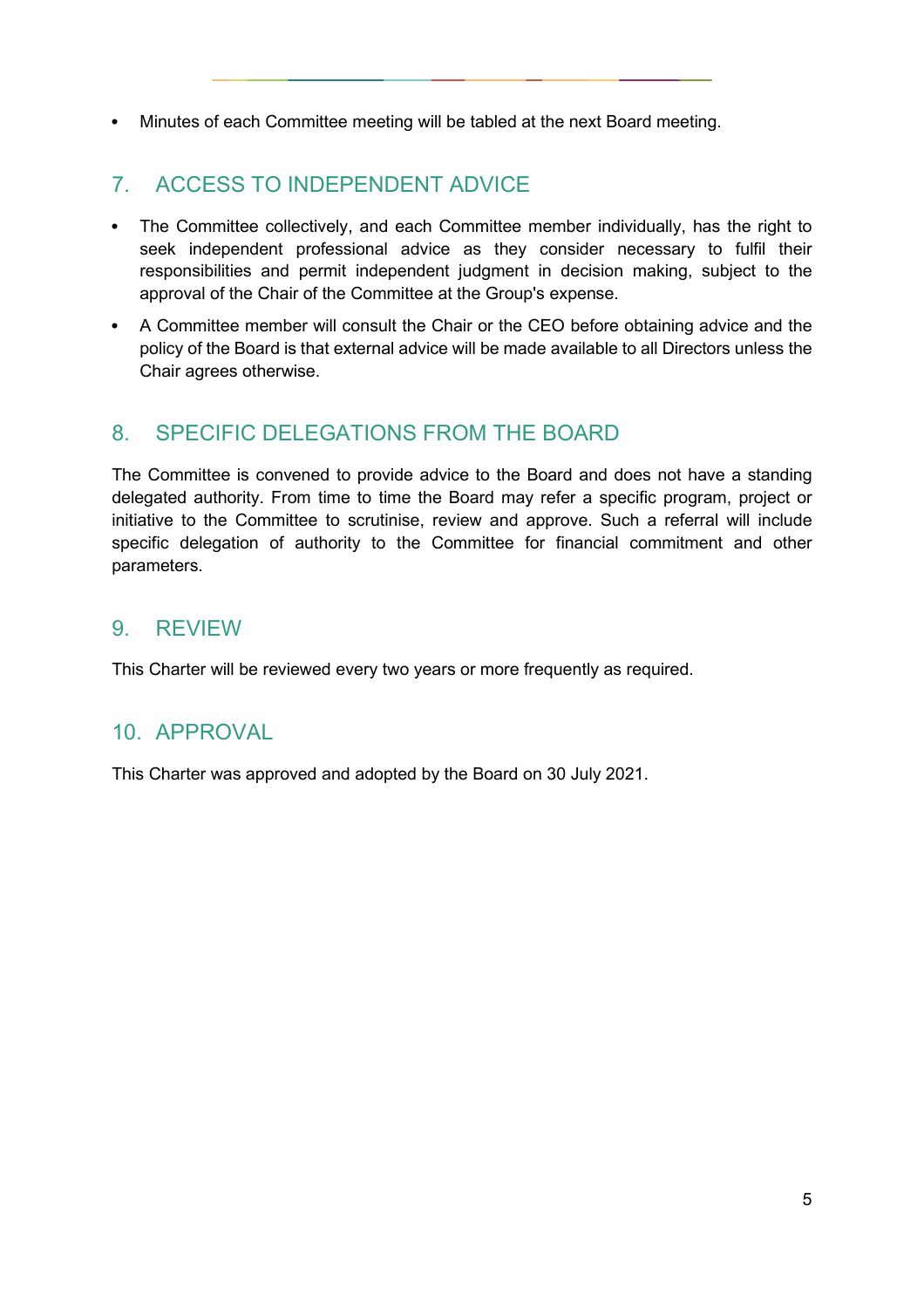- Minutes of each Committee meeting will be tabled at the next Board meeting.

## 7. ACCESS TO INDEPENDENT ADVICE

- The Committee collectively, and each Committee member individually, has the right to seek independent professional advice as they consider necessary to fulfil their responsibilities and permit independent judgment in decision making, subject to the approval of the Chair of the Committee at the Group's expense.
- A Committee member will consult the Chair or the CEO before obtaining advice and the policy of the Board is that external advice will be made available to all Directors unless the Chair agrees otherwise.

## 8. SPECIFIC DELEGATIONS FROM THE BOARD

The Committee is convened to provide advice to the Board and does not have a standing delegated authority. From time to time the Board may refer a specific program, project or initiative to the Committee to scrutinise, review and approve. Such a referral will include specific delegation of authority to the Committee for financial commitment and other parameters.

## 9. REVIEW

This Charter will be reviewed every two years or more frequently as required.

## 10. APPROVAL

This Charter was approved and adopted by the Board on 30 July 2021.